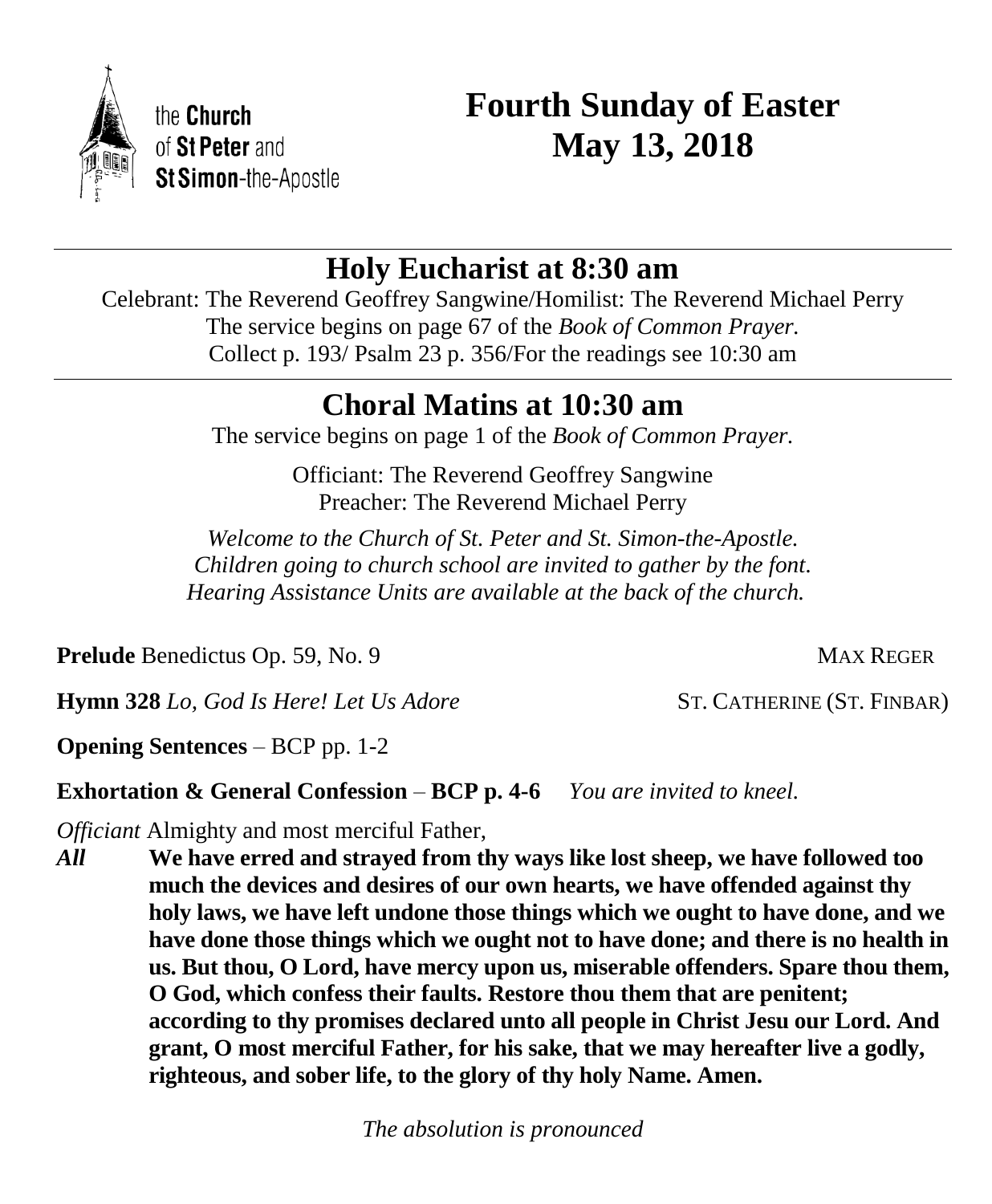the **Church**
of **St Peter** and
**St Simon**-the-Apostle

# Fourth Sunday of Easter
# May 13, 2018

## Holy Eucharist at 8:30 am

Celebrant: The Reverend Geoffrey Sangwine/Homilist: The Reverend Michael Perry
The service begins on page 67 of the *Book of Common Prayer.*
Collect p. 193/ Psalm 23 p. 356/For the readings see 10:30 am

## Choral Matins at 10:30 am

The service begins on page 1 of the *Book of Common Prayer.*

Officiant: The Reverend Geoffrey Sangwine
Preacher: The Reverend Michael Perry

*Welcome to the Church of St. Peter and St. Simon-the-Apostle.*
*Children going to church school are invited to gather by the font.*
*Hearing Assistance Units are available at the back of the church.*

**Prelude** Benedictus Op. 59, No. 9 — MAX REGER

**Hymn 328** *Lo, God Is Here! Let Us Adore* — ST. CATHERINE (ST. FINBAR)

**Opening Sentences** – BCP pp. 1-2

**Exhortation & General Confession** – **BCP p. 4-6** *You are invited to kneel.*

*Officiant* Almighty and most merciful Father,

***All*** **We have erred and strayed from thy ways like lost sheep, we have followed too much the devices and desires of our own hearts, we have offended against thy holy laws, we have left undone those things which we ought to have done, and we have done those things which we ought not to have done; and there is no health in us. But thou, O Lord, have mercy upon us, miserable offenders. Spare thou them, O God, which confess their faults. Restore thou them that are penitent; according to thy promises declared unto all people in Christ Jesu our Lord. And grant, O most merciful Father, for his sake, that we may hereafter live a godly, righteous, and sober life, to the glory of thy holy Name. Amen.**

*The absolution is pronounced*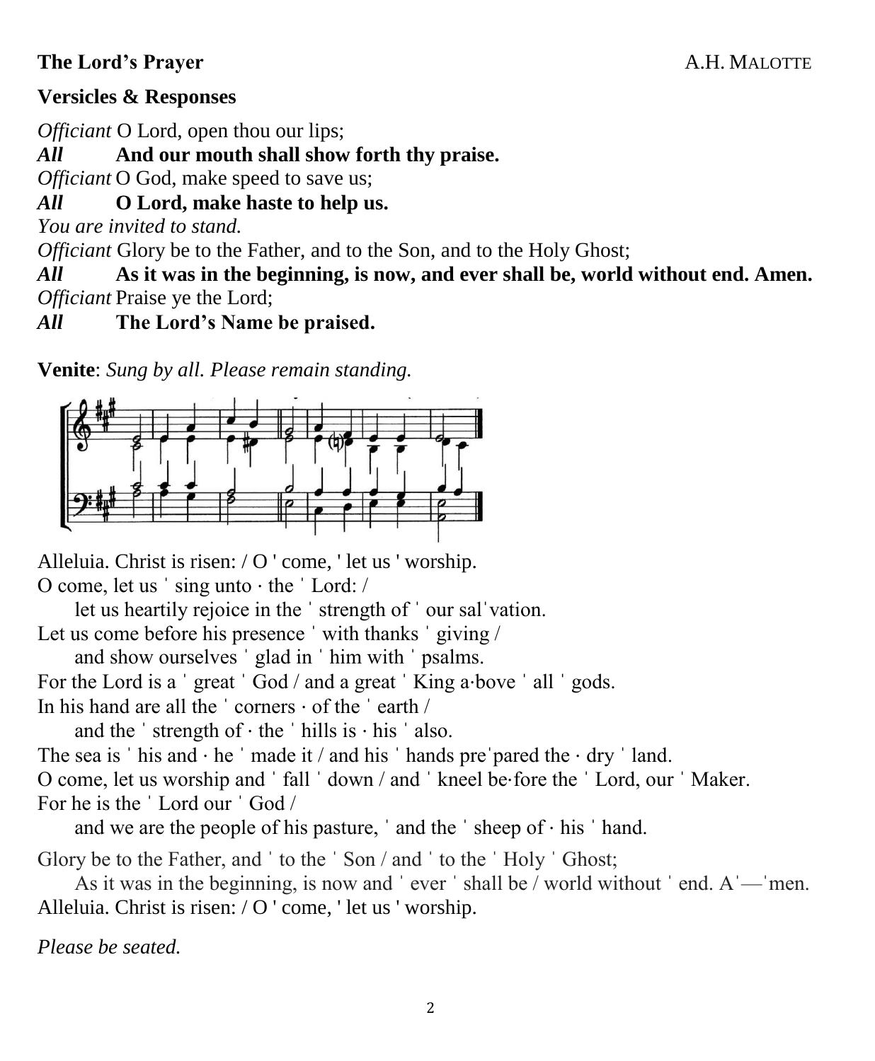**The Lord's Prayer** A.H. MALOTTE

**Versicles & Responses**

*Officiant* O Lord, open thou our lips;
***All*** **And our mouth shall show forth thy praise.**
*Officiant* O God, make speed to save us;
***All*** **O Lord, make haste to help us.**
*You are invited to stand.*
*Officiant* Glory be to the Father, and to the Son, and to the Holy Ghost;
***All*** **As it was in the beginning, is now, and ever shall be, world without end. Amen.**
*Officiant* Praise ye the Lord;
***All*** **The Lord's Name be praised.**

**Venite**: *Sung by all. Please remain standing.*

Alleluia. Christ is risen: / O ' come, ' let us ' worship.
O come, let us ˈ sing unto · the ˈ Lord: /
 let us heartily rejoice in the ˈ strength of ˈ our salˈvation.
Let us come before his presence ˈ with thanks ˈ giving /
 and show ourselves ˈ glad in ˈ him with ˈ psalms.
For the Lord is a ˈ great ˈ God / and a great ˈ King a·bove ˈ all ˈ gods.
In his hand are all the ˈ corners · of the ˈ earth /
 and the ˈ strength of · the ˈ hills is · his ˈ also.
The sea is ˈ his and · he ˈ made it / and his ˈ hands preˈpared the · dry ˈ land.
O come, let us worship and ˈ fall ˈ down / and ˈ kneel be·fore the ˈ Lord, our ˈ Maker.
For he is the ˈ Lord our ˈ God /
 and we are the people of his pasture, ˈ and the ˈ sheep of · his ˈ hand.
Glory be to the Father, and ˈ to the ˈ Son / and ˈ to the ˈ Holy ˈ Ghost;
 As it was in the beginning, is now and ˈ ever ˈ shall be / world without ˈ end. Aˈ—ˈmen.
Alleluia. Christ is risen: / O ' come, ' let us ' worship.

*Please be seated.*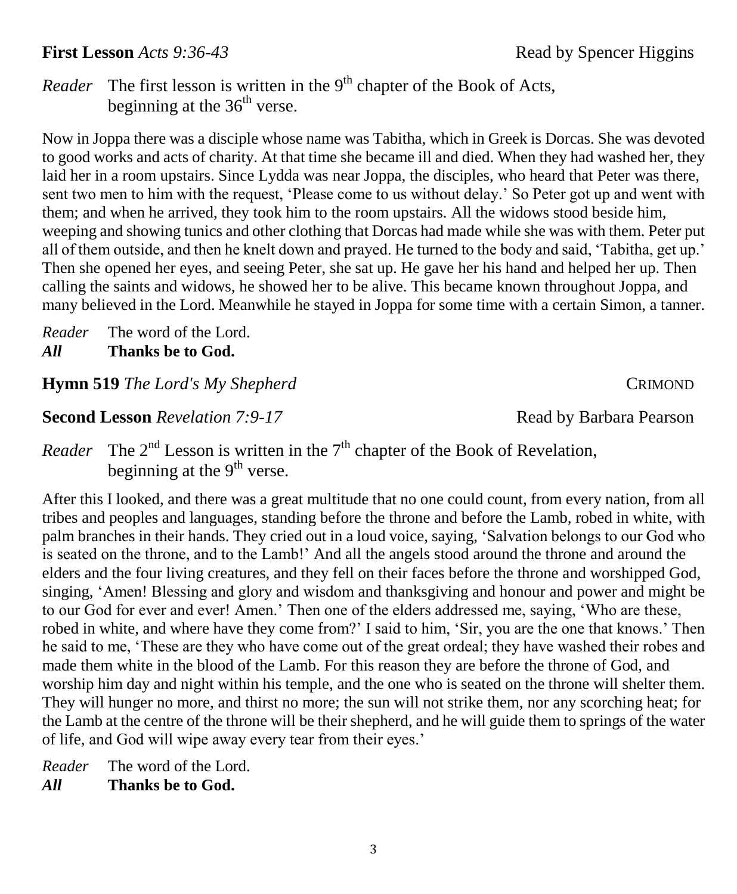**First Lesson** *Acts 9:36-43* Read by Spencer Higgins

*Reader* The first lesson is written in the 9th chapter of the Book of Acts, beginning at the 36th verse.

Now in Joppa there was a disciple whose name was Tabitha, which in Greek is Dorcas. She was devoted to good works and acts of charity. At that time she became ill and died. When they had washed her, they laid her in a room upstairs. Since Lydda was near Joppa, the disciples, who heard that Peter was there, sent two men to him with the request, 'Please come to us without delay.' So Peter got up and went with them; and when he arrived, they took him to the room upstairs. All the widows stood beside him, weeping and showing tunics and other clothing that Dorcas had made while she was with them. Peter put all of them outside, and then he knelt down and prayed. He turned to the body and said, 'Tabitha, get up.' Then she opened her eyes, and seeing Peter, she sat up. He gave her his hand and helped her up. Then calling the saints and widows, he showed her to be alive. This became known throughout Joppa, and many believed in the Lord. Meanwhile he stayed in Joppa for some time with a certain Simon, a tanner.

*Reader* The word of the Lord.
***All*** **Thanks be to God.**

**Hymn 519** *The Lord's My Shepherd* CRIMOND

**Second Lesson** *Revelation 7:9-17* Read by Barbara Pearson

*Reader* The 2nd Lesson is written in the 7th chapter of the Book of Revelation, beginning at the 9th verse.

After this I looked, and there was a great multitude that no one could count, from every nation, from all tribes and peoples and languages, standing before the throne and before the Lamb, robed in white, with palm branches in their hands. They cried out in a loud voice, saying, 'Salvation belongs to our God who is seated on the throne, and to the Lamb!' And all the angels stood around the throne and around the elders and the four living creatures, and they fell on their faces before the throne and worshipped God, singing, 'Amen! Blessing and glory and wisdom and thanksgiving and honour and power and might be to our God for ever and ever! Amen.' Then one of the elders addressed me, saying, 'Who are these, robed in white, and where have they come from?' I said to him, 'Sir, you are the one that knows.' Then he said to me, 'These are they who have come out of the great ordeal; they have washed their robes and made them white in the blood of the Lamb. For this reason they are before the throne of God, and worship him day and night within his temple, and the one who is seated on the throne will shelter them. They will hunger no more, and thirst no more; the sun will not strike them, nor any scorching heat; for the Lamb at the centre of the throne will be their shepherd, and he will guide them to springs of the water of life, and God will wipe away every tear from their eyes.'

*Reader* The word of the Lord.
***All*** **Thanks be to God.**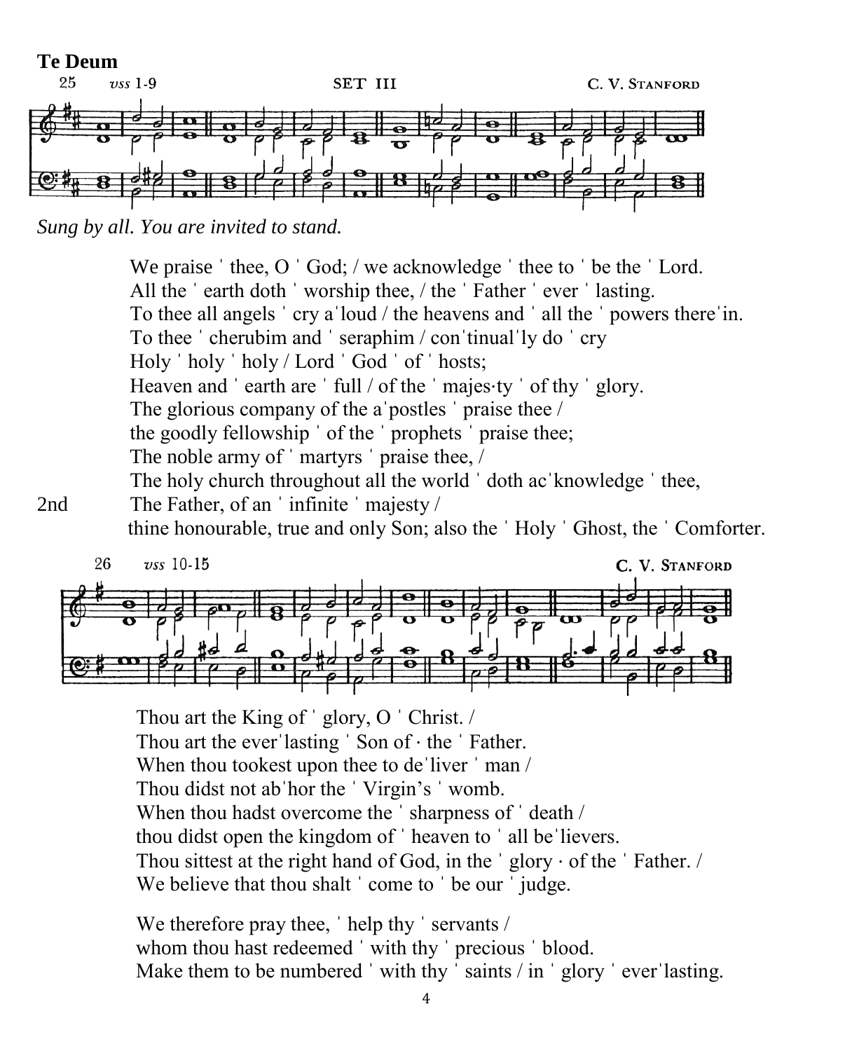**Te Deum**

25 *vss* 1-9 SET III C. V. STANFORD

*Sung by all. You are invited to stand.*

We praise ˈ thee, O ˈ God; / we acknowledge ˈ thee to ˈ be the ˈ Lord.
All the ˈ earth doth ˈ worship thee, / the ˈ Father ˈ ever ˈ lasting.
To thee all angels ˈ cry aˈloud / the heavens and ˈ all the ˈ powers thereˈin.
To thee ˈ cherubim and ˈ seraphim / conˈtinualˈly do ˈ cry
Holy ˈ holy ˈ holy / Lord ˈ God ˈ of ˈ hosts;
Heaven and ˈ earth are ˈ full / of the ˈ majes·ty ˈ of thy ˈ glory.
The glorious company of the aˈpostles ˈ praise thee /
the goodly fellowship ˈ of the ˈ prophets ˈ praise thee;
The noble army of ˈ martyrs ˈ praise thee, /
The holy church throughout all the world ˈ doth acˈknowledge ˈ thee,
2nd The Father, of an ˈ infinite ˈ majesty /
thine honourable, true and only Son; also the ˈ Holy ˈ Ghost, the ˈ Comforter.

26 *vss* 10-15 C. V. STANFORD

Thou art the King of ˈ glory, O ˈ Christ. /
Thou art the everˈlasting ˈ Son of · the ˈ Father.
When thou tookest upon thee to deˈliver ˈ man /
Thou didst not abˈhor the ˈ Virgin's ˈ womb.
When thou hadst overcome the ˈ sharpness of ˈ death /
thou didst open the kingdom of ˈ heaven to ˈ all beˈlievers.
Thou sittest at the right hand of God, in the ˈ glory · of the ˈ Father. /
We believe that thou shalt ˈ come to ˈ be our ˈ judge.

We therefore pray thee, ˈ help thy ˈ servants /
whom thou hast redeemed ˈ with thy ˈ precious ˈ blood.
Make them to be numbered ˈ with thy ˈ saints / in ˈ glory ˈ everˈlasting.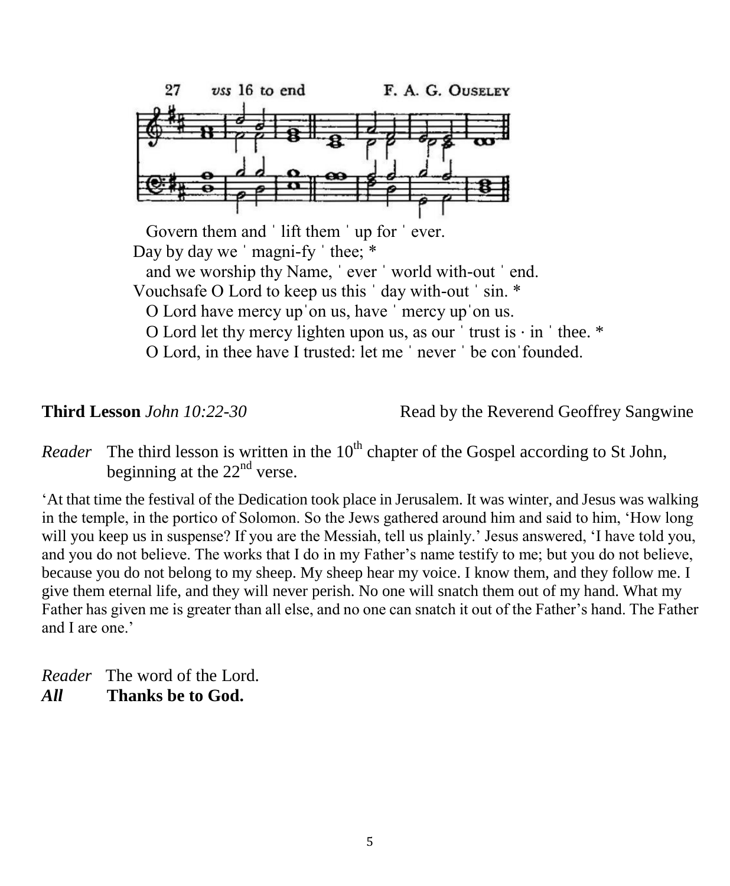27 vss 16 to end F. A. G. Ouseley

Govern them and ˈ lift them ˈ up for ˈ ever.
Day by day we ˈ magni-fy ˈ thee; *
and we worship thy Name, ˈ ever ˈ world with-out ˈ end.
Vouchsafe O Lord to keep us this ˈ day with-out ˈ sin. *
O Lord have mercy upˈon us, have ˈ mercy upˈon us.
O Lord let thy mercy lighten upon us, as our ˈ trust is · in ˈ thee. *
O Lord, in thee have I trusted: let me ˈ never ˈ be conˈfounded.

**Third Lesson** *John 10:22-30* Read by the Reverend Geoffrey Sangwine

*Reader* The third lesson is written in the 10th chapter of the Gospel according to St John, beginning at the 22nd verse.

'At that time the festival of the Dedication took place in Jerusalem. It was winter, and Jesus was walking in the temple, in the portico of Solomon. So the Jews gathered around him and said to him, 'How long will you keep us in suspense? If you are the Messiah, tell us plainly.' Jesus answered, 'I have told you, and you do not believe. The works that I do in my Father's name testify to me; but you do not believe, because you do not belong to my sheep. My sheep hear my voice. I know them, and they follow me. I give them eternal life, and they will never perish. No one will snatch them out of my hand. What my Father has given me is greater than all else, and no one can snatch it out of the Father's hand. The Father and I are one.'

*Reader* The word of the Lord.
***All*** **Thanks be to God.**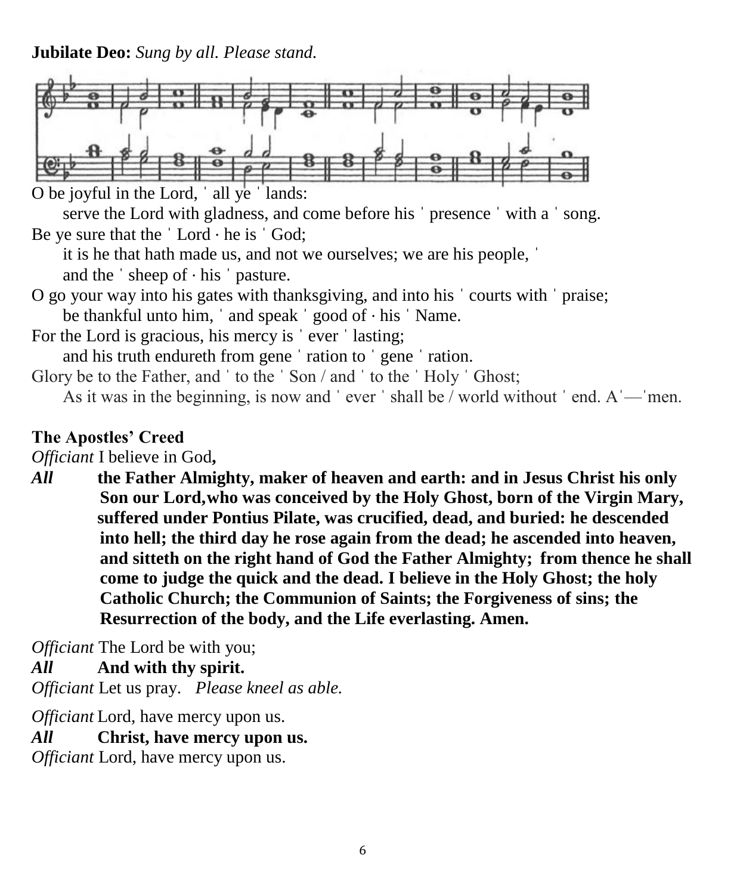**Jubilate Deo:** *Sung by all. Please stand.*

O be joyful in the Lord, ˈ all ye ˈ lands:
    serve the Lord with gladness, and come before his ˈ presence ˈ with a ˈ song.
Be ye sure that the ˈ Lord · he is ˈ God;
    it is he that hath made us, and not we ourselves; we are his people, ˈ
    and the ˈ sheep of · his ˈ pasture.
O go your way into his gates with thanksgiving, and into his ˈ courts with ˈ praise;
    be thankful unto him, ˈ and speak ˈ good of · his ˈ Name.
For the Lord is gracious, his mercy is ˈ ever ˈ lasting;
    and his truth endureth from gene ˈ ration to ˈ gene ˈ ration.
Glory be to the Father, and ˈ to the ˈ Son / and ˈ to the ˈ Holy ˈ Ghost;
    As it was in the beginning, is now and ˈ ever ˈ shall be / world without ˈ end. Aˈ—ˈmen.

**The Apostles' Creed**

*Officiant* I believe in God**,**

***All*** **the Father Almighty, maker of heaven and earth: and in Jesus Christ his only Son our Lord,who was conceived by the Holy Ghost, born of the Virgin Mary, suffered under Pontius Pilate, was crucified, dead, and buried: he descended into hell; the third day he rose again from the dead; he ascended into heaven, and sitteth on the right hand of God the Father Almighty; from thence he shall come to judge the quick and the dead. I believe in the Holy Ghost; the holy Catholic Church; the Communion of Saints; the Forgiveness of sins; the Resurrection of the body, and the Life everlasting. Amen.**

*Officiant* The Lord be with you;

***All*** **And with thy spirit.**

*Officiant* Let us pray. *Please kneel as able.*

*Officiant* Lord, have mercy upon us.

***All*** **Christ, have mercy upon us.**

*Officiant* Lord, have mercy upon us.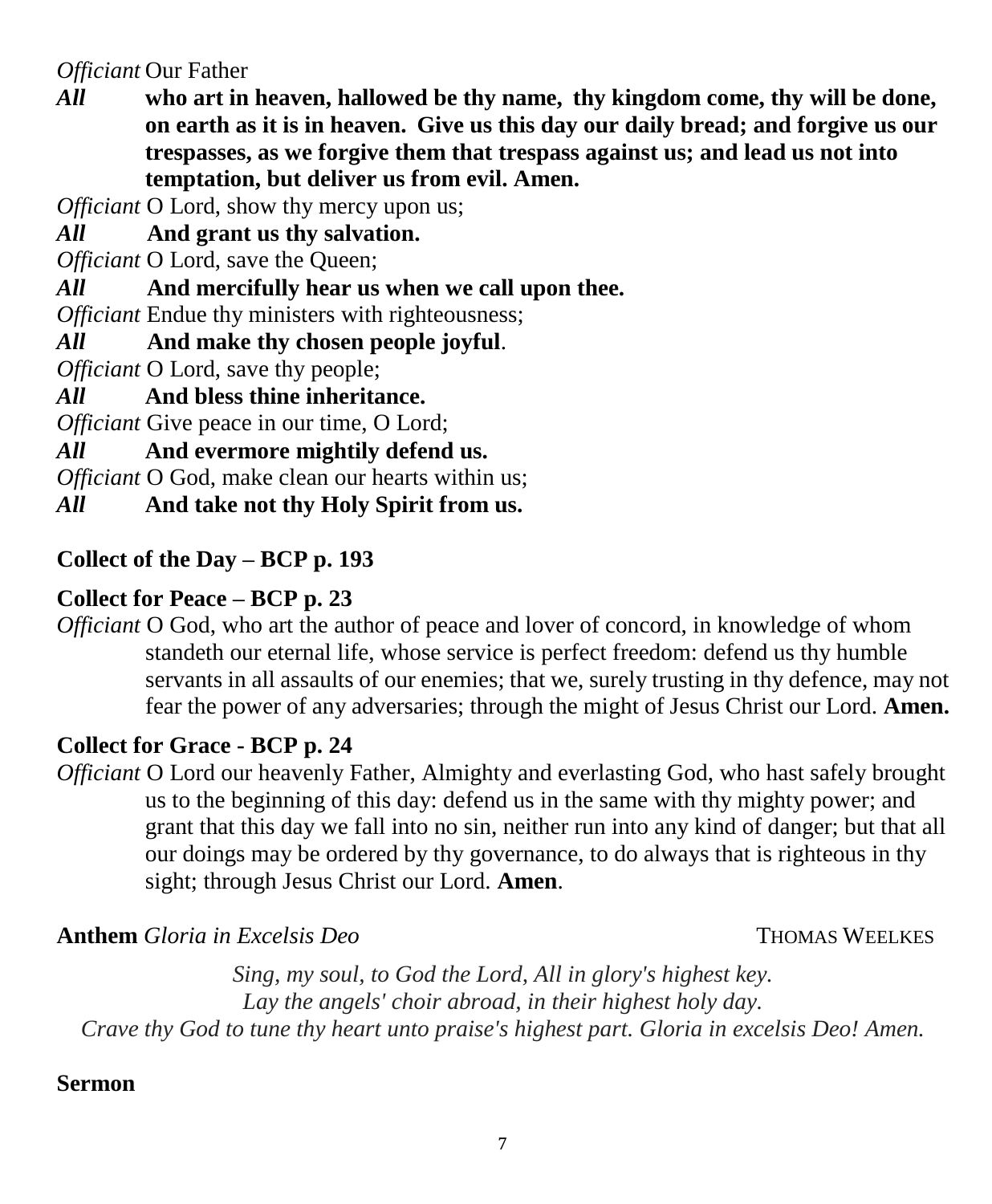*Officiant* Our Father

***All*** **who art in heaven, hallowed be thy name, thy kingdom come, thy will be done, on earth as it is in heaven. Give us this day our daily bread; and forgive us our trespasses, as we forgive them that trespass against us; and lead us not into temptation, but deliver us from evil. Amen.**

*Officiant* O Lord, show thy mercy upon us;

***All*** **And grant us thy salvation.**

*Officiant* O Lord, save the Queen;

***All*** **And mercifully hear us when we call upon thee.**

*Officiant* Endue thy ministers with righteousness;

***All*** **And make thy chosen people joyful**.

*Officiant* O Lord, save thy people;

***All*** **And bless thine inheritance.**

*Officiant* Give peace in our time, O Lord;

***All*** **And evermore mightily defend us.**

*Officiant* O God, make clean our hearts within us;

***All*** **And take not thy Holy Spirit from us.**

**Collect of the Day – BCP p. 193**

**Collect for Peace – BCP p. 23**

*Officiant* O God, who art the author of peace and lover of concord, in knowledge of whom standeth our eternal life, whose service is perfect freedom: defend us thy humble servants in all assaults of our enemies; that we, surely trusting in thy defence, may not fear the power of any adversaries; through the might of Jesus Christ our Lord. **Amen.**

**Collect for Grace - BCP p. 24**

*Officiant* O Lord our heavenly Father, Almighty and everlasting God, who hast safely brought us to the beginning of this day: defend us in the same with thy mighty power; and grant that this day we fall into no sin, neither run into any kind of danger; but that all our doings may be ordered by thy governance, to do always that is righteous in thy sight; through Jesus Christ our Lord. **Amen**.

**Anthem** *Gloria in Excelsis Deo* THOMAS WEELKES

*Sing, my soul, to God the Lord, All in glory's highest key.*
*Lay the angels' choir abroad, in their highest holy day.*
*Crave thy God to tune thy heart unto praise's highest part. Gloria in excelsis Deo! Amen.*

**Sermon**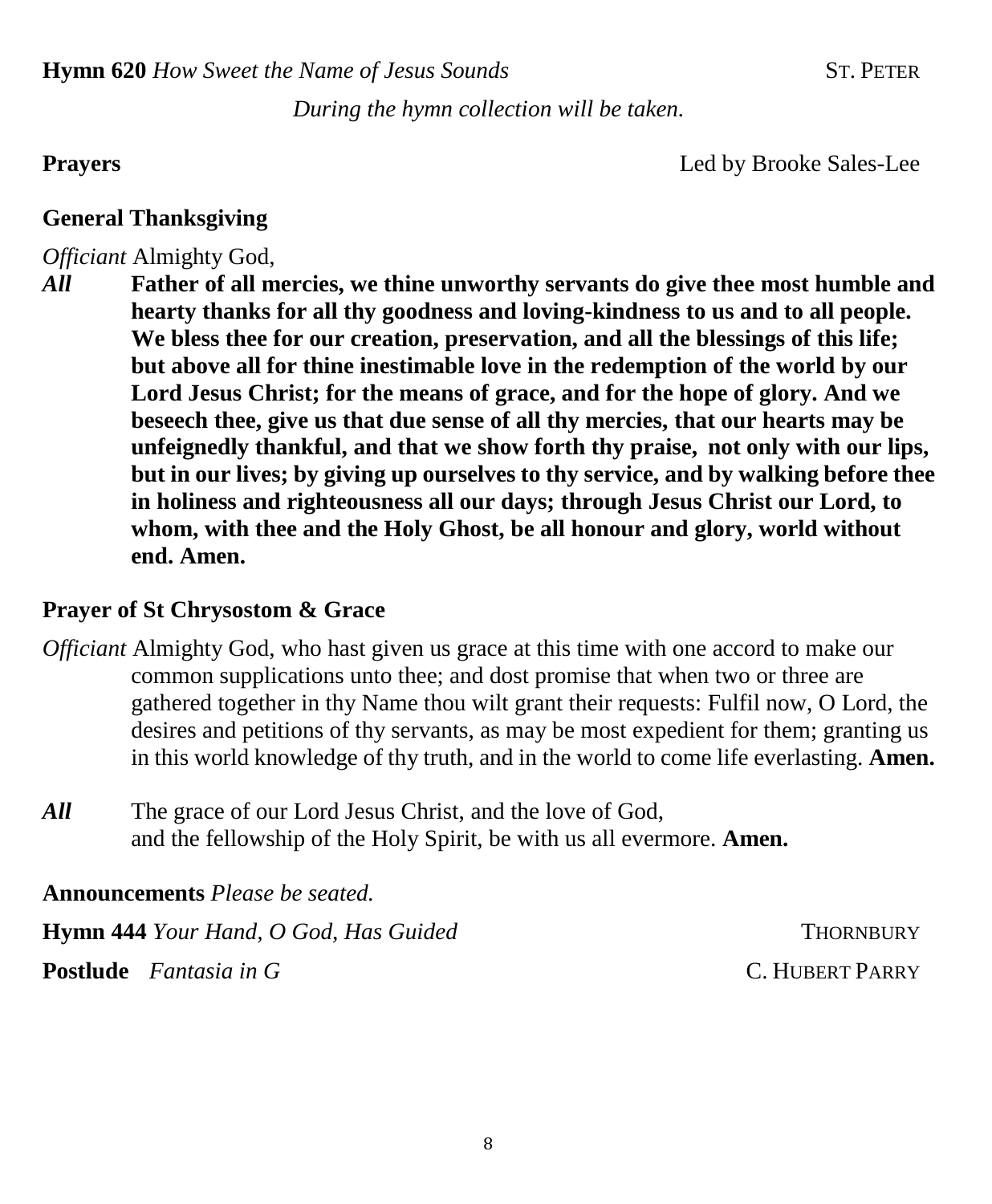**Hymn 620** *How Sweet the Name of Jesus Sounds* ST. PETER

*During the hymn collection will be taken.*

**Prayers** Led by Brooke Sales-Lee

**General Thanksgiving**

*Officiant* Almighty God,

***All*** **Father of all mercies, we thine unworthy servants do give thee most humble and hearty thanks for all thy goodness and loving-kindness to us and to all people. We bless thee for our creation, preservation, and all the blessings of this life; but above all for thine inestimable love in the redemption of the world by our Lord Jesus Christ; for the means of grace, and for the hope of glory. And we beseech thee, give us that due sense of all thy mercies, that our hearts may be unfeignedly thankful, and that we show forth thy praise, not only with our lips, but in our lives; by giving up ourselves to thy service, and by walking before thee in holiness and righteousness all our days; through Jesus Christ our Lord, to whom, with thee and the Holy Ghost, be all honour and glory, world without end. Amen.**

**Prayer of St Chrysostom & Grace**

*Officiant* Almighty God, who hast given us grace at this time with one accord to make our common supplications unto thee; and dost promise that when two or three are gathered together in thy Name thou wilt grant their requests: Fulfil now, O Lord, the desires and petitions of thy servants, as may be most expedient for them; granting us in this world knowledge of thy truth, and in the world to come life everlasting. **Amen.**

***All*** The grace of our Lord Jesus Christ, and the love of God, and the fellowship of the Holy Spirit, be with us all evermore. **Amen.**

**Announcements** *Please be seated.*

**Hymn 444** *Your Hand, O God, Has Guided* THORNBURY

**Postlude** *Fantasia in G* C. HUBERT PARRY